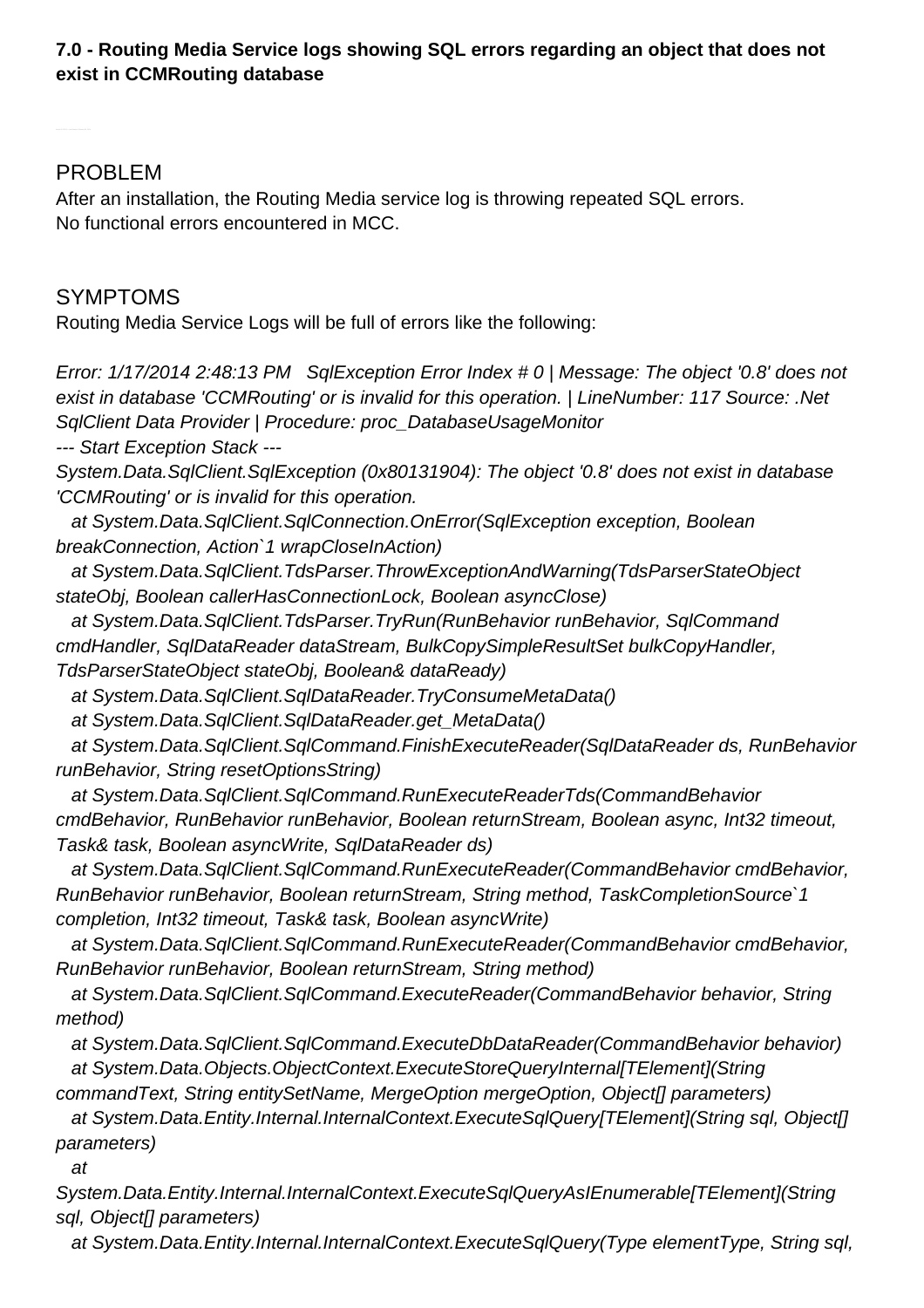**7.0 - Routing Media Service logs showing SQL errors regarding an object that does not exist in CCMRouting database**

## PROBLEM

After an installation, the Routing Media service log is throwing repeated SQL errors.
No functional errors encountered in MCC.

## SYMPTOMS

Routing Media Service Logs will be full of errors like the following:

*Error: 1/17/2014 2:48:13 PM   SqlException Error Index # 0 | Message: The object '0.8' does not exist in database 'CCMRouting' or is invalid for this operation. | LineNumber: 117 Source: .Net SqlClient Data Provider | Procedure: proc_DatabaseUsageMonitor*
*--- Start Exception Stack ---*
*System.Data.SqlClient.SqlException (0x80131904): The object '0.8' does not exist in database 'CCMRouting' or is invalid for this operation.*
*at System.Data.SqlClient.SqlConnection.OnError(SqlException exception, Boolean breakConnection, Action`1 wrapCloseInAction)*
*at System.Data.SqlClient.TdsParser.ThrowExceptionAndWarning(TdsParserStateObject stateObj, Boolean callerHasConnectionLock, Boolean asyncClose)*
*at System.Data.SqlClient.TdsParser.TryRun(RunBehavior runBehavior, SqlCommand cmdHandler, SqlDataReader dataStream, BulkCopySimpleResultSet bulkCopyHandler, TdsParserStateObject stateObj, Boolean& dataReady)*
*at System.Data.SqlClient.SqlDataReader.TryConsumeMetaData()*
*at System.Data.SqlClient.SqlDataReader.get_MetaData()*
*at System.Data.SqlClient.SqlCommand.FinishExecuteReader(SqlDataReader ds, RunBehavior runBehavior, String resetOptionsString)*
*at System.Data.SqlClient.SqlCommand.RunExecuteReaderTds(CommandBehavior cmdBehavior, RunBehavior runBehavior, Boolean returnStream, Boolean async, Int32 timeout, Task& task, Boolean asyncWrite, SqlDataReader ds)*
*at System.Data.SqlClient.SqlCommand.RunExecuteReader(CommandBehavior cmdBehavior, RunBehavior runBehavior, Boolean returnStream, String method, TaskCompletionSource`1 completion, Int32 timeout, Task& task, Boolean asyncWrite)*
*at System.Data.SqlClient.SqlCommand.RunExecuteReader(CommandBehavior cmdBehavior, RunBehavior runBehavior, Boolean returnStream, String method)*
*at System.Data.SqlClient.SqlCommand.ExecuteReader(CommandBehavior behavior, String method)*
*at System.Data.SqlClient.SqlCommand.ExecuteDbDataReader(CommandBehavior behavior)*
*at System.Data.Objects.ObjectContext.ExecuteStoreQueryInternal[TElement](String commandText, String entitySetName, MergeOption mergeOption, Object[] parameters)*
*at System.Data.Entity.Internal.InternalContext.ExecuteSqlQuery[TElement](String sql, Object[] parameters)*
*at System.Data.Entity.Internal.InternalContext.ExecuteSqlQueryAsIEnumerable[TElement](String sql, Object[] parameters)*
*at System.Data.Entity.Internal.InternalContext.ExecuteSqlQuery(Type elementType, String sql,*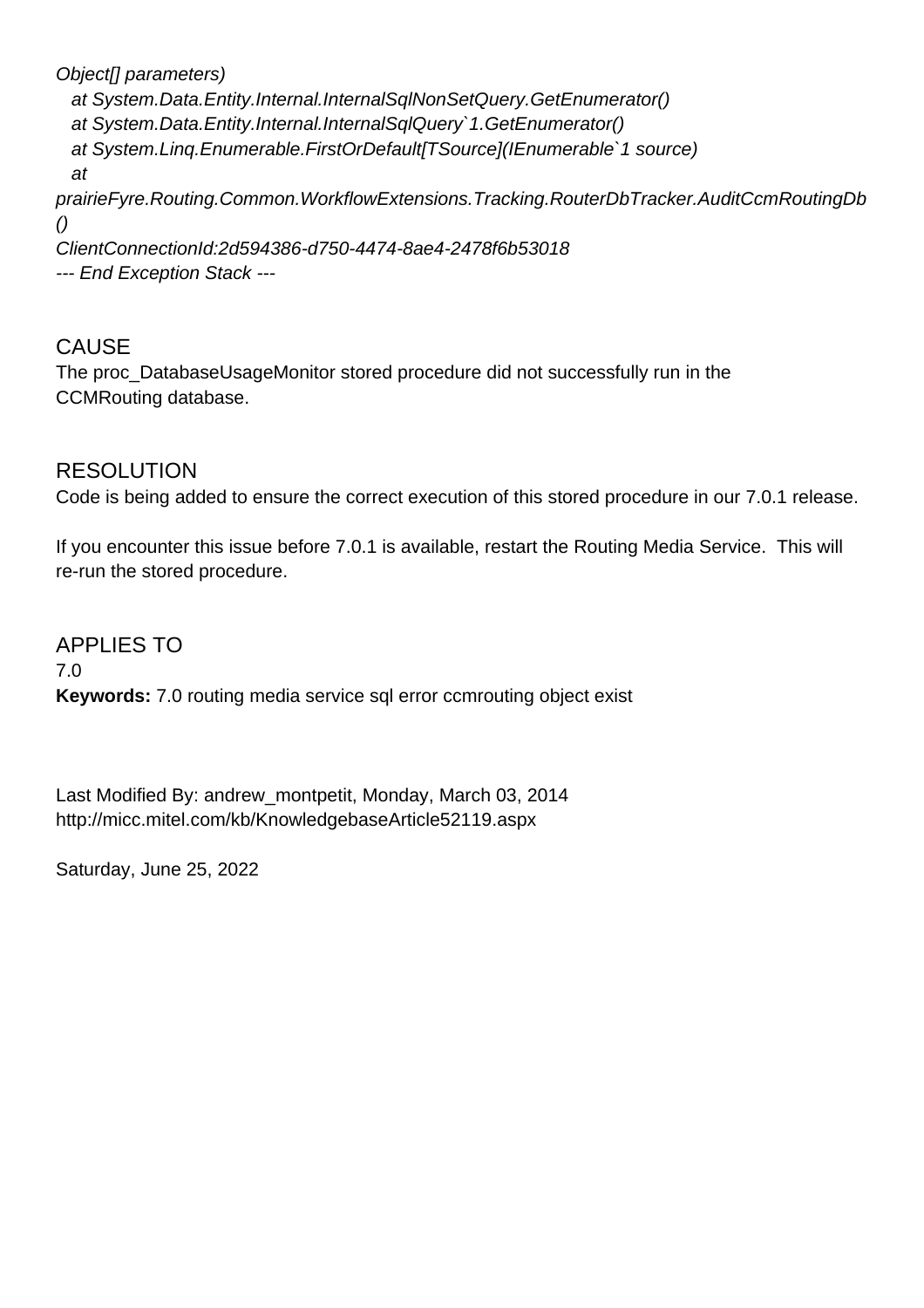*Object[] parameters)*
*at System.Data.Entity.Internal.InternalSqlNonSetQuery.GetEnumerator()*
*at System.Data.Entity.Internal.InternalSqlQuery`1.GetEnumerator()*
*at System.Linq.Enumerable.FirstOrDefault[TSource](IEnumerable`1 source)*
*at*
*prairieFyre.Routing.Common.WorkflowExtensions.Tracking.RouterDbTracker.AuditCcmRoutingDb()*
*ClientConnectionId:2d594386-d750-4474-8ae4-2478f6b53018*
*--- End Exception Stack ---*

## CAUSE

The proc_DatabaseUsageMonitor stored procedure did not successfully run in the CCMRouting database.

## RESOLUTION

Code is being added to ensure the correct execution of this stored procedure in our 7.0.1 release.

If you encounter this issue before 7.0.1 is available, restart the Routing Media Service. This will re-run the stored procedure.

## APPLIES TO

7.0

**Keywords:** 7.0 routing media service sql error ccmrouting object exist

Last Modified By: andrew_montpetit, Monday, March 03, 2014
http://micc.mitel.com/kb/KnowledgebaseArticle52119.aspx

Saturday, June 25, 2022